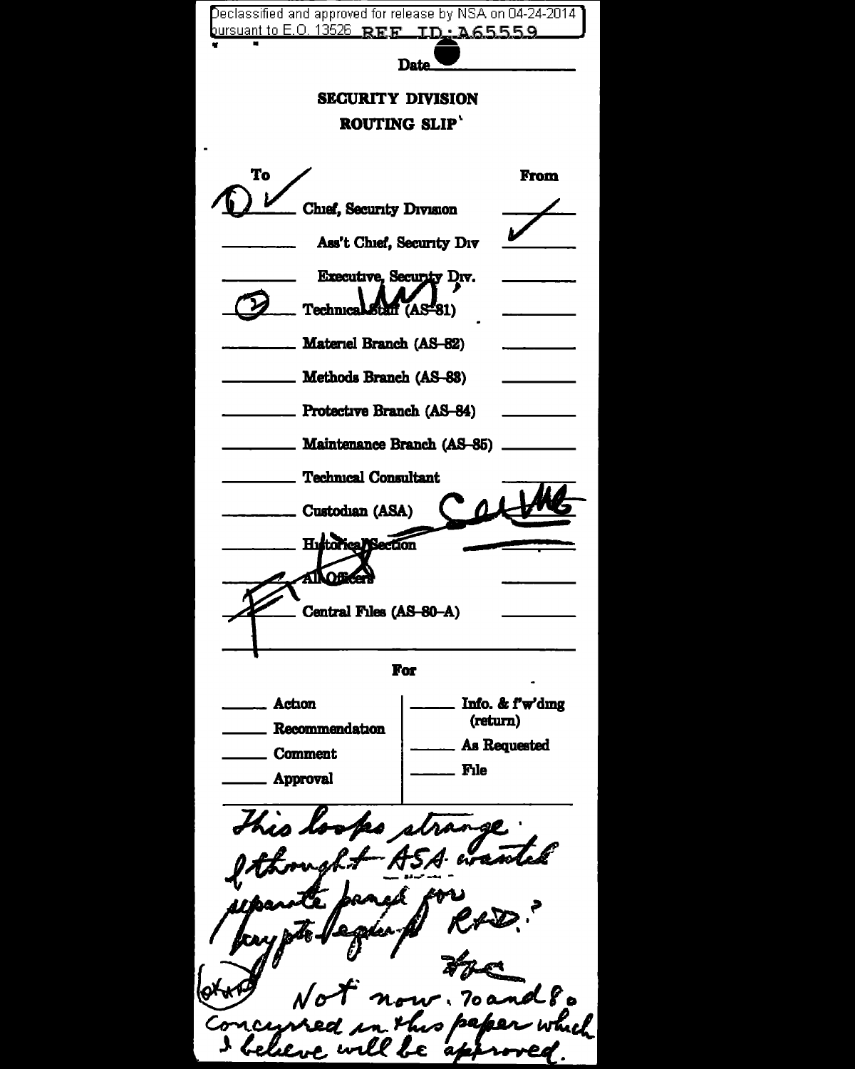Declassified and approved for release by NSA on 04-24-2014 pursuant to E.O. 13526 REF ID:A65559

Date

**SECURITY DIVISION**

**ROUTING SLIP**

| To | | From |
|---|---|---|
| ① ✓ | Chief, Security Division | ✓ |
| | Ass't Chief, Security Div | ✓ |
| | Executive, Security Div. | |
| ② | Technical Staff (AS-81) | |
| | Materiel Branch (AS-82) | |
| | Methods Branch (AS-83) | |
| | Protective Branch (AS-84) | |
| | Maintenance Branch (AS-85) | |
| | Technical Consultant | |
| | Custodian (ASA) | |
| | Historical Section | |
| | All Officers | |
| | Central Files (AS-80-A) | |

**For**

| | |
|---|---|
| ___ Action | ___ Info. & f'w'dmg (return) |
| ___ Recommendation | ___ As Requested |
| ___ Comment | ___ File |
| ___ Approval | |

This looks strange. I thought ASA wanted separate panel for crypto-equip R&D.?

Not now. 70 and 80 concurred in this paper which I believe will be approved.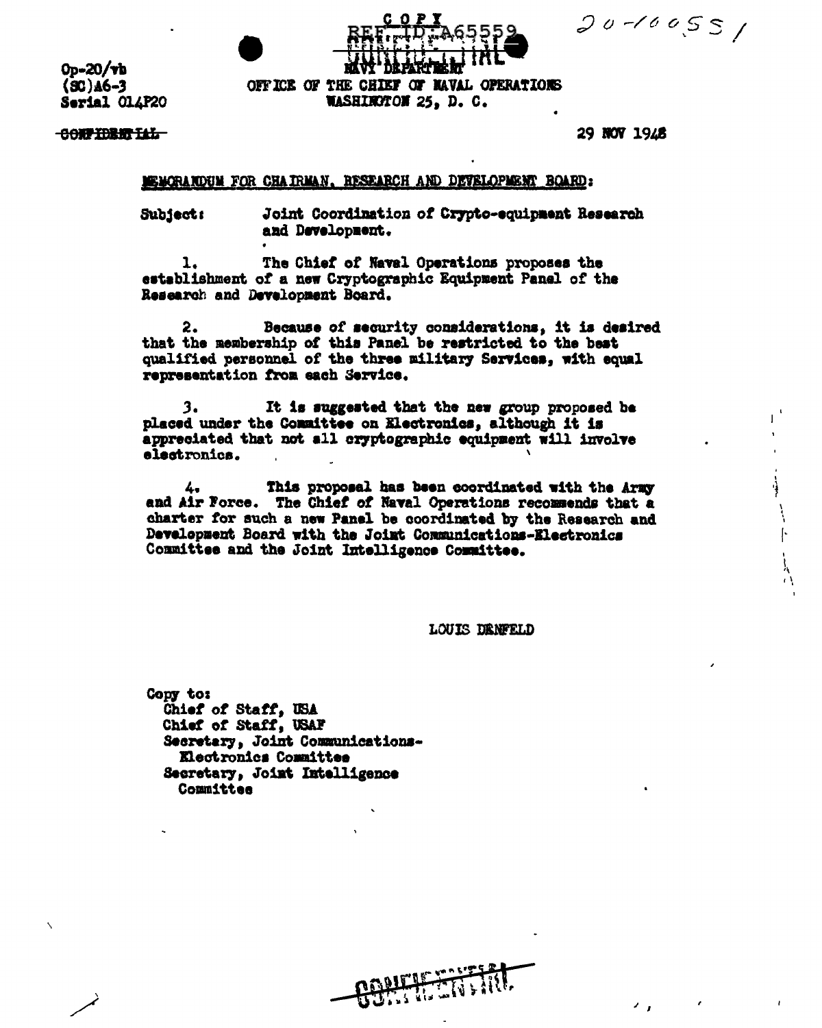C O P Y

REF ID:A65559

CONFIDENTIAL

20-10055 /

Op-20/vb
(SC)A6-3
Serial 014P20

NAVY DEPARTMENT
OFFICE OF THE CHIEF OF NAVAL OPERATIONS
WASHINGTON 25, D. C.

~~CONFIDENTIAL~~

29 NOV 1948

MEMORANDUM FOR CHAIRMAN, RESEARCH AND DEVELOPMENT BOARD:

Subject: Joint Coordination of Crypto-equipment Research and Development.

1. The Chief of Naval Operations proposes the establishment of a new Cryptographic Equipment Panel of the Research and Development Board.

2. Because of security considerations, it is desired that the membership of this Panel be restricted to the best qualified personnel of the three military Services, with equal representation from each Service.

3. It is suggested that the new group proposed be placed under the Committee on Electronics, although it is appreciated that not all cryptographic equipment will involve electronics.

4. This proposal has been coordinated with the Army and Air Force. The Chief of Naval Operations recommends that a charter for such a new Panel be coordinated by the Research and Development Board with the Joint Communications-Electronics Committee and the Joint Intelligence Committee.

LOUIS DENFELD

Copy to:
Chief of Staff, USA
Chief of Staff, USAF
Secretary, Joint Communications-Electronics Committee
Secretary, Joint Intelligence Committee

CONFIDENTIAL